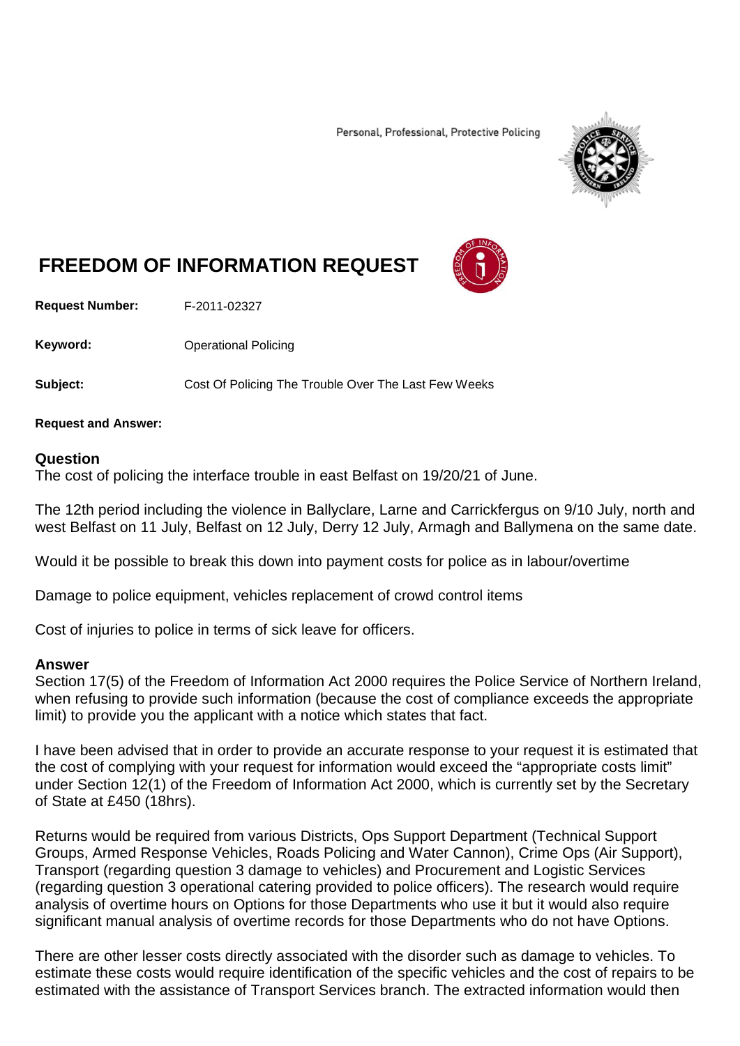Personal, Professional, Protective Policing

# FREEDOM OF INFORMATION REQUEST

**Request Number:** F-2011-02327

**Keyword:** Operational Policing

**Subject:** Cost Of Policing The Trouble Over The Last Few Weeks

**Request and Answer:**

## Question

The cost of policing the interface trouble in east Belfast on 19/20/21 of June.

The 12th period including the violence in Ballyclare, Larne and Carrickfergus on 9/10 July, north and west Belfast on 11 July, Belfast on 12 July, Derry 12 July, Armagh and Ballymena on the same date.

Would it be possible to break this down into payment costs for police as in labour/overtime

Damage to police equipment, vehicles replacement of crowd control items

Cost of injuries to police in terms of sick leave for officers.

## Answer

Section 17(5) of the Freedom of Information Act 2000 requires the Police Service of Northern Ireland, when refusing to provide such information (because the cost of compliance exceeds the appropriate limit) to provide you the applicant with a notice which states that fact.

I have been advised that in order to provide an accurate response to your request it is estimated that the cost of complying with your request for information would exceed the "appropriate costs limit" under Section 12(1) of the Freedom of Information Act 2000, which is currently set by the Secretary of State at £450 (18hrs).

Returns would be required from various Districts, Ops Support Department (Technical Support Groups, Armed Response Vehicles, Roads Policing and Water Cannon), Crime Ops (Air Support), Transport (regarding question 3 damage to vehicles) and Procurement and Logistic Services (regarding question 3 operational catering provided to police officers). The research would require analysis of overtime hours on Options for those Departments who use it but it would also require significant manual analysis of overtime records for those Departments who do not have Options.

There are other lesser costs directly associated with the disorder such as damage to vehicles. To estimate these costs would require identification of the specific vehicles and the cost of repairs to be estimated with the assistance of Transport Services branch. The extracted information would then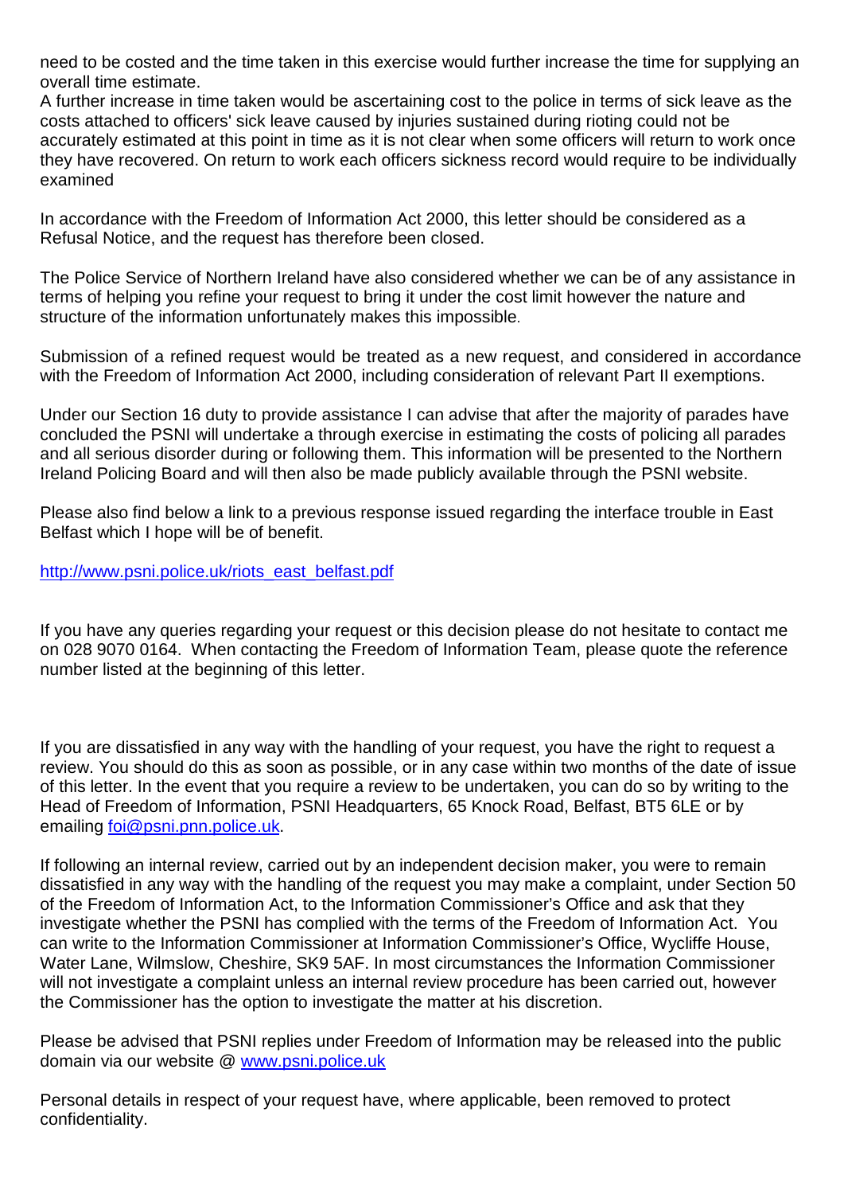need to be costed and the time taken in this exercise would further increase the time for supplying an overall time estimate.
A further increase in time taken would be ascertaining cost to the police in terms of sick leave as the costs attached to officers' sick leave caused by injuries sustained during rioting could not be accurately estimated at this point in time as it is not clear when some officers will return to work once they have recovered. On return to work each officers sickness record would require to be individually examined

In accordance with the Freedom of Information Act 2000, this letter should be considered as a Refusal Notice, and the request has therefore been closed.

The Police Service of Northern Ireland have also considered whether we can be of any assistance in terms of helping you refine your request to bring it under the cost limit however the nature and structure of the information unfortunately makes this impossible.

Submission of a refined request would be treated as a new request, and considered in accordance with the Freedom of Information Act 2000, including consideration of relevant Part II exemptions.

Under our Section 16 duty to provide assistance I can advise that after the majority of parades have concluded the PSNI will undertake a through exercise in estimating the costs of policing all parades and all serious disorder during or following them. This information will be presented to the Northern Ireland Policing Board and will then also be made publicly available through the PSNI website.

Please also find below a link to a previous response issued regarding the interface trouble in East Belfast which I hope will be of benefit.

http://www.psni.police.uk/riots_east_belfast.pdf

If you have any queries regarding your request or this decision please do not hesitate to contact me on 028 9070 0164. When contacting the Freedom of Information Team, please quote the reference number listed at the beginning of this letter.

If you are dissatisfied in any way with the handling of your request, you have the right to request a review. You should do this as soon as possible, or in any case within two months of the date of issue of this letter. In the event that you require a review to be undertaken, you can do so by writing to the Head of Freedom of Information, PSNI Headquarters, 65 Knock Road, Belfast, BT5 6LE or by emailing foi@psni.pnn.police.uk.

If following an internal review, carried out by an independent decision maker, you were to remain dissatisfied in any way with the handling of the request you may make a complaint, under Section 50 of the Freedom of Information Act, to the Information Commissioner's Office and ask that they investigate whether the PSNI has complied with the terms of the Freedom of Information Act. You can write to the Information Commissioner at Information Commissioner's Office, Wycliffe House, Water Lane, Wilmslow, Cheshire, SK9 5AF. In most circumstances the Information Commissioner will not investigate a complaint unless an internal review procedure has been carried out, however the Commissioner has the option to investigate the matter at his discretion.

Please be advised that PSNI replies under Freedom of Information may be released into the public domain via our website @ www.psni.police.uk

Personal details in respect of your request have, where applicable, been removed to protect confidentiality.